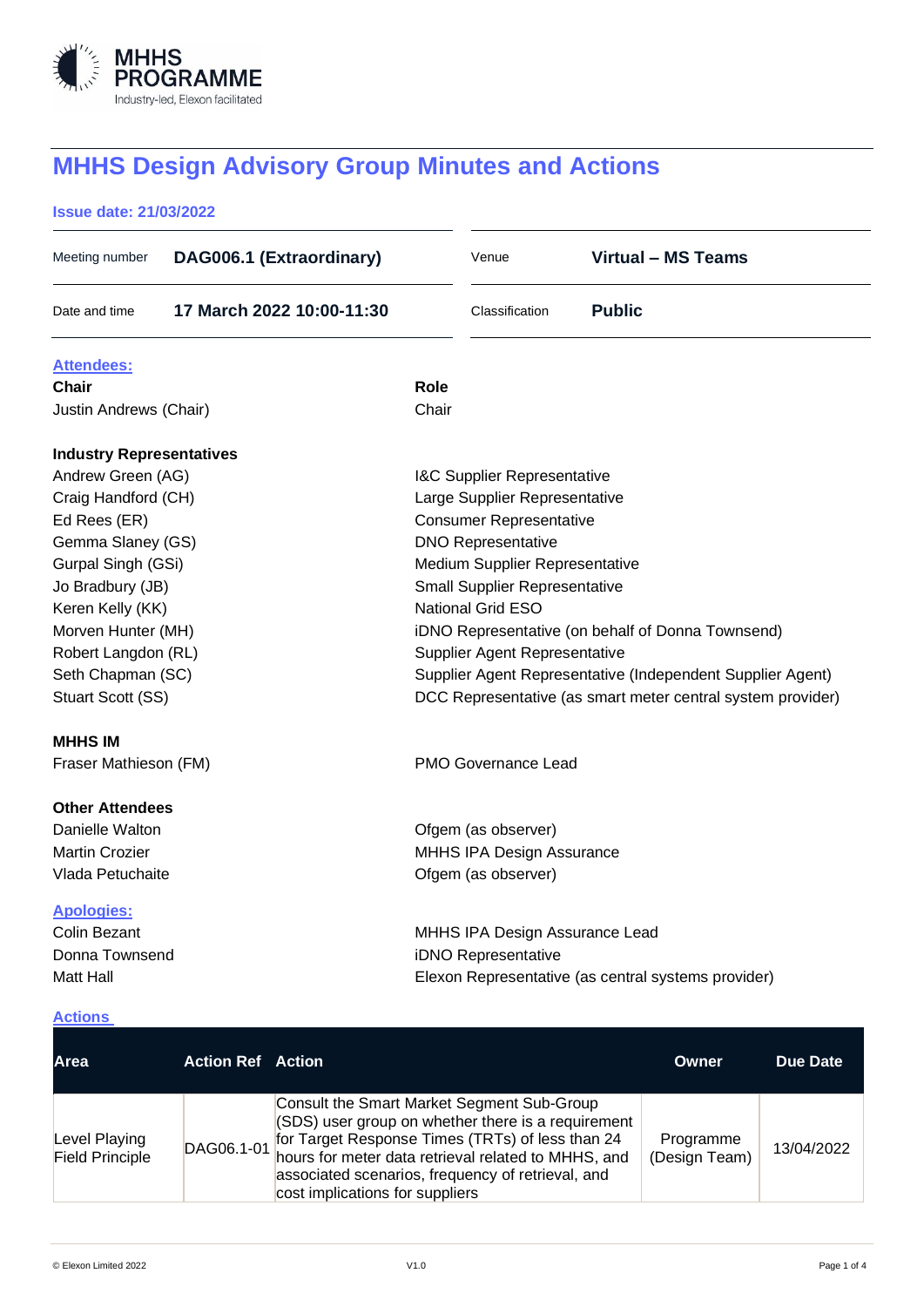MHHS PROGRAMME
Industry-led, Elexon facilitated

# MHHS Design Advisory Group Minutes and Actions

**Issue date: 21/03/2022**

| | | | |
|---|---|---|---|
| Meeting number | **DAG006.1 (Extraordinary)** | Venue | **Virtual – MS Teams** |
| Date and time | **17 March 2022 10:00-11:30** | Classification | **Public** |

## Attendees:

| **Chair** | **Role** |
|---|---|
| Justin Andrews (Chair) | Chair |

**Industry Representatives**

| | |
|---|---|
| Andrew Green (AG) | I&C Supplier Representative |
| Craig Handford (CH) | Large Supplier Representative |
| Ed Rees (ER) | Consumer Representative |
| Gemma Slaney (GS) | DNO Representative |
| Gurpal Singh (GSi) | Medium Supplier Representative |
| Jo Bradbury (JB) | Small Supplier Representative |
| Keren Kelly (KK) | National Grid ESO |
| Morven Hunter (MH) | iDNO Representative (on behalf of Donna Townsend) |
| Robert Langdon (RL) | Supplier Agent Representative |
| Seth Chapman (SC) | Supplier Agent Representative (Independent Supplier Agent) |
| Stuart Scott (SS) | DCC Representative (as smart meter central system provider) |

**MHHS IM**

| | |
|---|---|
| Fraser Mathieson (FM) | PMO Governance Lead |

**Other Attendees**

| | |
|---|---|
| Danielle Walton | Ofgem (as observer) |
| Martin Crozier | MHHS IPA Design Assurance |
| Vlada Petuchaite | Ofgem (as observer) |

## Apologies:

| | |
|---|---|
| Colin Bezant | MHHS IPA Design Assurance Lead |
| Donna Townsend | iDNO Representative |
| Matt Hall | Elexon Representative (as central systems provider) |

## Actions

| Area | Action Ref | Action | Owner | Due Date |
|---|---|---|---|---|
| Level Playing Field Principle | DAG06.1-01 | Consult the Smart Market Segment Sub-Group (SDS) user group on whether there is a requirement for Target Response Times (TRTs) of less than 24 hours for meter data retrieval related to MHHS, and associated scenarios, frequency of retrieval, and cost implications for suppliers | Programme (Design Team) | 13/04/2022 |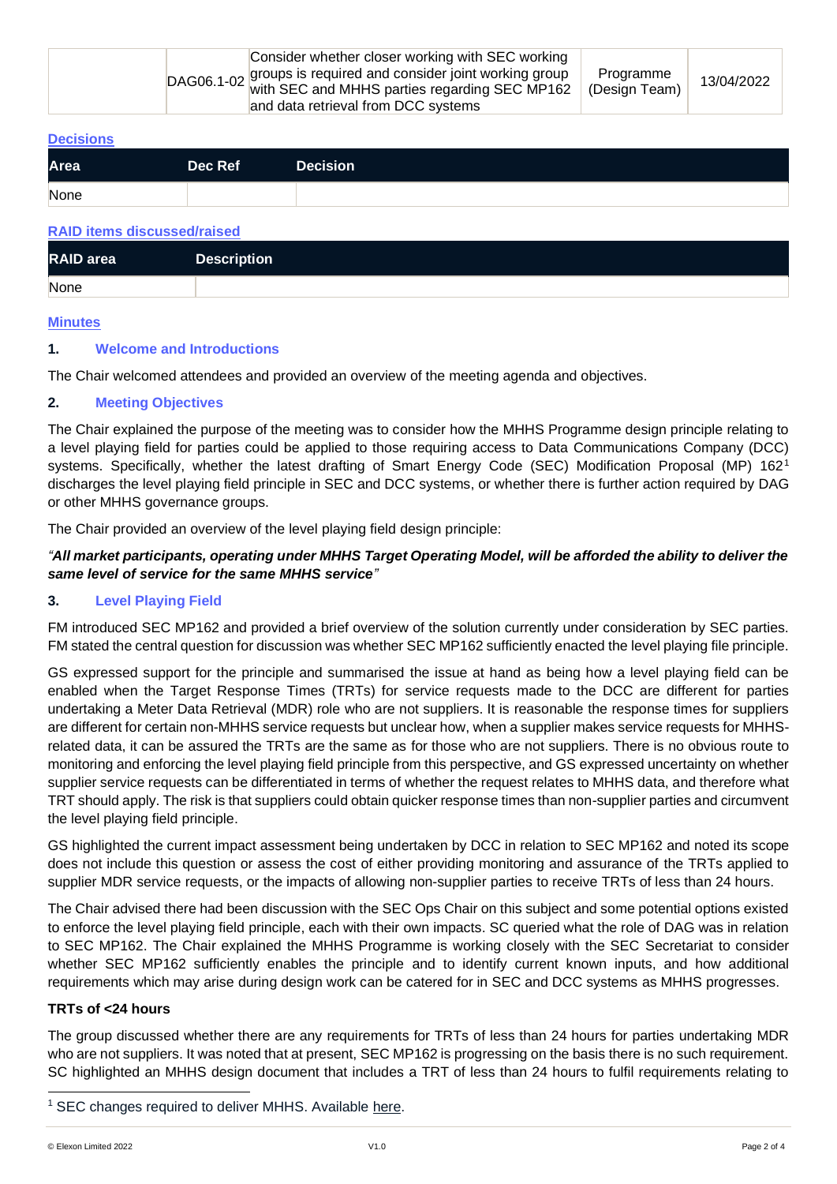| | DAG06.1-02 | Consider whether closer working with SEC working groups is required and consider joint working group with SEC and MHHS parties regarding SEC MP162 and data retrieval from DCC systems | Programme (Design Team) | 13/04/2022 |
|---|---|---|---|---|

**Decisions**

| Area | Dec Ref | Decision |
|---|---|---|
| None | | |

**RAID items discussed/raised**

| RAID area | Description |
|---|---|
| None | |

**Minutes**

### 1. Welcome and Introductions

The Chair welcomed attendees and provided an overview of the meeting agenda and objectives.

### 2. Meeting Objectives

The Chair explained the purpose of the meeting was to consider how the MHHS Programme design principle relating to a level playing field for parties could be applied to those requiring access to Data Communications Company (DCC) systems. Specifically, whether the latest drafting of Smart Energy Code (SEC) Modification Proposal (MP) 162[1] discharges the level playing field principle in SEC and DCC systems, or whether there is further action required by DAG or other MHHS governance groups.

The Chair provided an overview of the level playing field design principle:

*"**All market participants, operating under MHHS Target Operating Model, will be afforded the ability to deliver the same level of service for the same MHHS service**"*

### 3. Level Playing Field

FM introduced SEC MP162 and provided a brief overview of the solution currently under consideration by SEC parties. FM stated the central question for discussion was whether SEC MP162 sufficiently enacted the level playing file principle.

GS expressed support for the principle and summarised the issue at hand as being how a level playing field can be enabled when the Target Response Times (TRTs) for service requests made to the DCC are different for parties undertaking a Meter Data Retrieval (MDR) role who are not suppliers. It is reasonable the response times for suppliers are different for certain non-MHHS service requests but unclear how, when a supplier makes service requests for MHHS-related data, it can be assured the TRTs are the same as for those who are not suppliers. There is no obvious route to monitoring and enforcing the level playing field principle from this perspective, and GS expressed uncertainty on whether supplier service requests can be differentiated in terms of whether the request relates to MHHS data, and therefore what TRT should apply. The risk is that suppliers could obtain quicker response times than non-supplier parties and circumvent the level playing field principle.

GS highlighted the current impact assessment being undertaken by DCC in relation to SEC MP162 and noted its scope does not include this question or assess the cost of either providing monitoring and assurance of the TRTs applied to supplier MDR service requests, or the impacts of allowing non-supplier parties to receive TRTs of less than 24 hours.

The Chair advised there had been discussion with the SEC Ops Chair on this subject and some potential options existed to enforce the level playing field principle, each with their own impacts. SC queried what the role of DAG was in relation to SEC MP162. The Chair explained the MHHS Programme is working closely with the SEC Secretariat to consider whether SEC MP162 sufficiently enables the principle and to identify current known inputs, and how additional requirements which may arise during design work can be catered for in SEC and DCC systems as MHHS progresses.

**TRTs of <24 hours**

The group discussed whether there are any requirements for TRTs of less than 24 hours for parties undertaking MDR who are not suppliers. It was noted that at present, SEC MP162 is progressing on the basis there is no such requirement. SC highlighted an MHHS design document that includes a TRT of less than 24 hours to fulfil requirements relating to

[1] SEC changes required to deliver MHHS. Available here.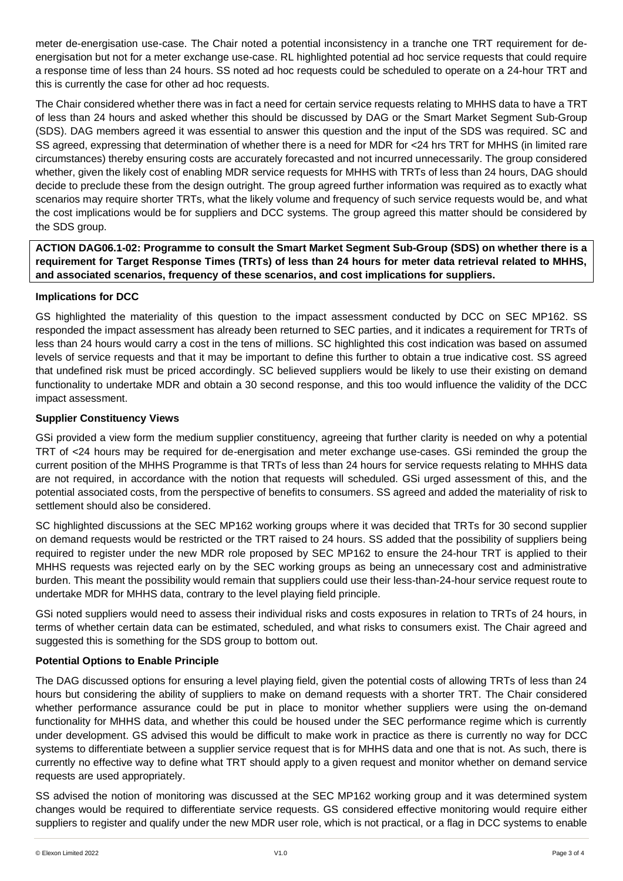meter de-energisation use-case. The Chair noted a potential inconsistency in a tranche one TRT requirement for de-energisation but not for a meter exchange use-case. RL highlighted potential ad hoc service requests that could require a response time of less than 24 hours. SS noted ad hoc requests could be scheduled to operate on a 24-hour TRT and this is currently the case for other ad hoc requests.

The Chair considered whether there was in fact a need for certain service requests relating to MHHS data to have a TRT of less than 24 hours and asked whether this should be discussed by DAG or the Smart Market Segment Sub-Group (SDS). DAG members agreed it was essential to answer this question and the input of the SDS was required. SC and SS agreed, expressing that determination of whether there is a need for MDR for <24 hrs TRT for MHHS (in limited rare circumstances) thereby ensuring costs are accurately forecasted and not incurred unnecessarily. The group considered whether, given the likely cost of enabling MDR service requests for MHHS with TRTs of less than 24 hours, DAG should decide to preclude these from the design outright. The group agreed further information was required as to exactly what scenarios may require shorter TRTs, what the likely volume and frequency of such service requests would be, and what the cost implications would be for suppliers and DCC systems. The group agreed this matter should be considered by the SDS group.

**ACTION DAG06.1-02: Programme to consult the Smart Market Segment Sub-Group (SDS) on whether there is a requirement for Target Response Times (TRTs) of less than 24 hours for meter data retrieval related to MHHS, and associated scenarios, frequency of these scenarios, and cost implications for suppliers.**

**Implications for DCC**

GS highlighted the materiality of this question to the impact assessment conducted by DCC on SEC MP162. SS responded the impact assessment has already been returned to SEC parties, and it indicates a requirement for TRTs of less than 24 hours would carry a cost in the tens of millions. SC highlighted this cost indication was based on assumed levels of service requests and that it may be important to define this further to obtain a true indicative cost. SS agreed that undefined risk must be priced accordingly. SC believed suppliers would be likely to use their existing on demand functionality to undertake MDR and obtain a 30 second response, and this too would influence the validity of the DCC impact assessment.

**Supplier Constituency Views**

GSi provided a view form the medium supplier constituency, agreeing that further clarity is needed on why a potential TRT of <24 hours may be required for de-energisation and meter exchange use-cases. GSi reminded the group the current position of the MHHS Programme is that TRTs of less than 24 hours for service requests relating to MHHS data are not required, in accordance with the notion that requests will scheduled. GSi urged assessment of this, and the potential associated costs, from the perspective of benefits to consumers. SS agreed and added the materiality of risk to settlement should also be considered.

SC highlighted discussions at the SEC MP162 working groups where it was decided that TRTs for 30 second supplier on demand requests would be restricted or the TRT raised to 24 hours. SS added that the possibility of suppliers being required to register under the new MDR role proposed by SEC MP162 to ensure the 24-hour TRT is applied to their MHHS requests was rejected early on by the SEC working groups as being an unnecessary cost and administrative burden. This meant the possibility would remain that suppliers could use their less-than-24-hour service request route to undertake MDR for MHHS data, contrary to the level playing field principle.

GSi noted suppliers would need to assess their individual risks and costs exposures in relation to TRTs of 24 hours, in terms of whether certain data can be estimated, scheduled, and what risks to consumers exist. The Chair agreed and suggested this is something for the SDS group to bottom out.

**Potential Options to Enable Principle**

The DAG discussed options for ensuring a level playing field, given the potential costs of allowing TRTs of less than 24 hours but considering the ability of suppliers to make on demand requests with a shorter TRT. The Chair considered whether performance assurance could be put in place to monitor whether suppliers were using the on-demand functionality for MHHS data, and whether this could be housed under the SEC performance regime which is currently under development. GS advised this would be difficult to make work in practice as there is currently no way for DCC systems to differentiate between a supplier service request that is for MHHS data and one that is not. As such, there is currently no effective way to define what TRT should apply to a given request and monitor whether on demand service requests are used appropriately.

SS advised the notion of monitoring was discussed at the SEC MP162 working group and it was determined system changes would be required to differentiate service requests. GS considered effective monitoring would require either suppliers to register and qualify under the new MDR user role, which is not practical, or a flag in DCC systems to enable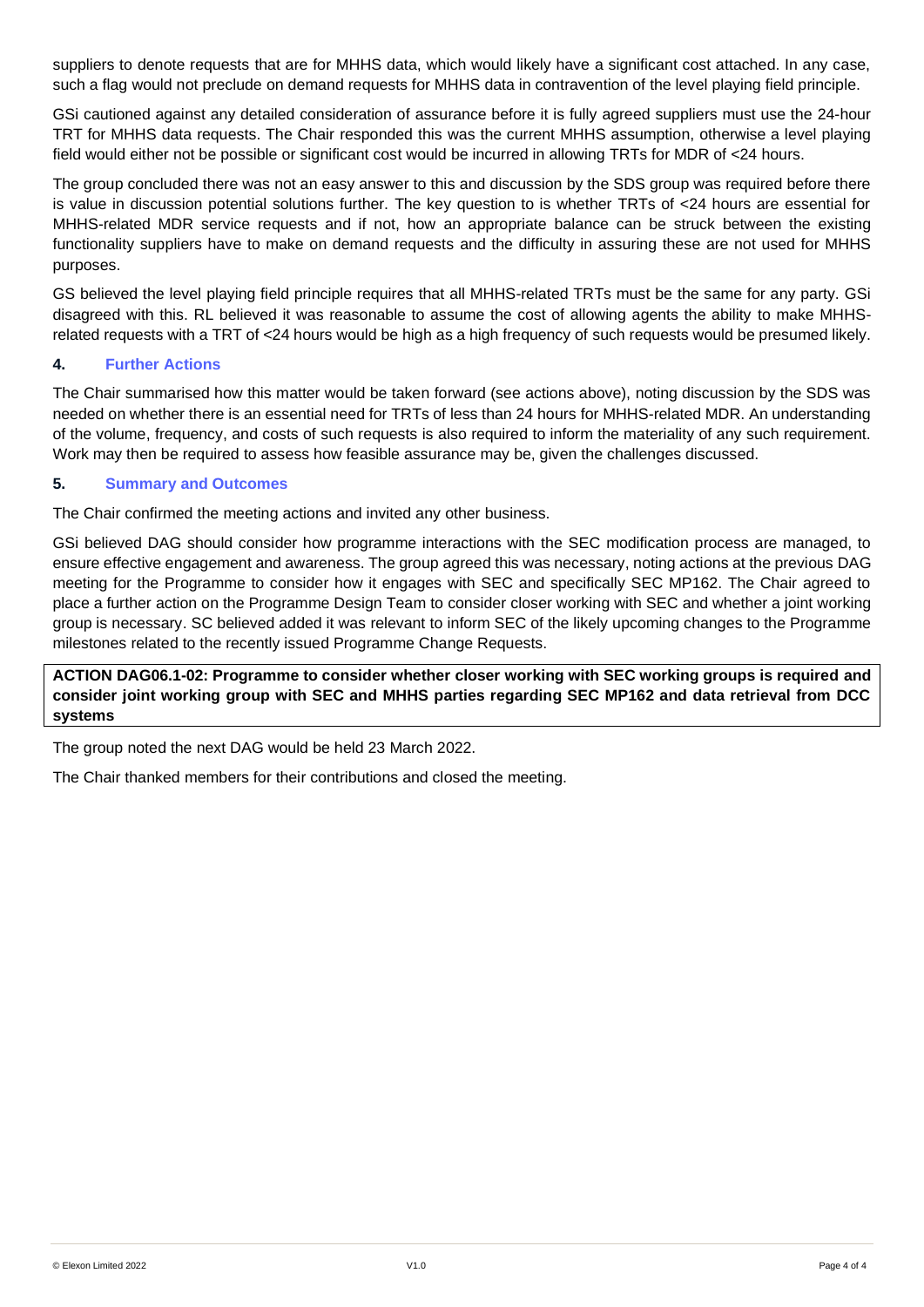suppliers to denote requests that are for MHHS data, which would likely have a significant cost attached. In any case, such a flag would not preclude on demand requests for MHHS data in contravention of the level playing field principle.

GSi cautioned against any detailed consideration of assurance before it is fully agreed suppliers must use the 24-hour TRT for MHHS data requests. The Chair responded this was the current MHHS assumption, otherwise a level playing field would either not be possible or significant cost would be incurred in allowing TRTs for MDR of <24 hours.

The group concluded there was not an easy answer to this and discussion by the SDS group was required before there is value in discussion potential solutions further. The key question to is whether TRTs of <24 hours are essential for MHHS-related MDR service requests and if not, how an appropriate balance can be struck between the existing functionality suppliers have to make on demand requests and the difficulty in assuring these are not used for MHHS purposes.

GS believed the level playing field principle requires that all MHHS-related TRTs must be the same for any party. GSi disagreed with this. RL believed it was reasonable to assume the cost of allowing agents the ability to make MHHS-related requests with a TRT of <24 hours would be high as a high frequency of such requests would be presumed likely.

## 4. Further Actions

The Chair summarised how this matter would be taken forward (see actions above), noting discussion by the SDS was needed on whether there is an essential need for TRTs of less than 24 hours for MHHS-related MDR. An understanding of the volume, frequency, and costs of such requests is also required to inform the materiality of any such requirement. Work may then be required to assess how feasible assurance may be, given the challenges discussed.

## 5. Summary and Outcomes

The Chair confirmed the meeting actions and invited any other business.

GSi believed DAG should consider how programme interactions with the SEC modification process are managed, to ensure effective engagement and awareness. The group agreed this was necessary, noting actions at the previous DAG meeting for the Programme to consider how it engages with SEC and specifically SEC MP162. The Chair agreed to place a further action on the Programme Design Team to consider closer working with SEC and whether a joint working group is necessary. SC believed added it was relevant to inform SEC of the likely upcoming changes to the Programme milestones related to the recently issued Programme Change Requests.

**ACTION DAG06.1-02: Programme to consider whether closer working with SEC working groups is required and consider joint working group with SEC and MHHS parties regarding SEC MP162 and data retrieval from DCC systems**

The group noted the next DAG would be held 23 March 2022.

The Chair thanked members for their contributions and closed the meeting.